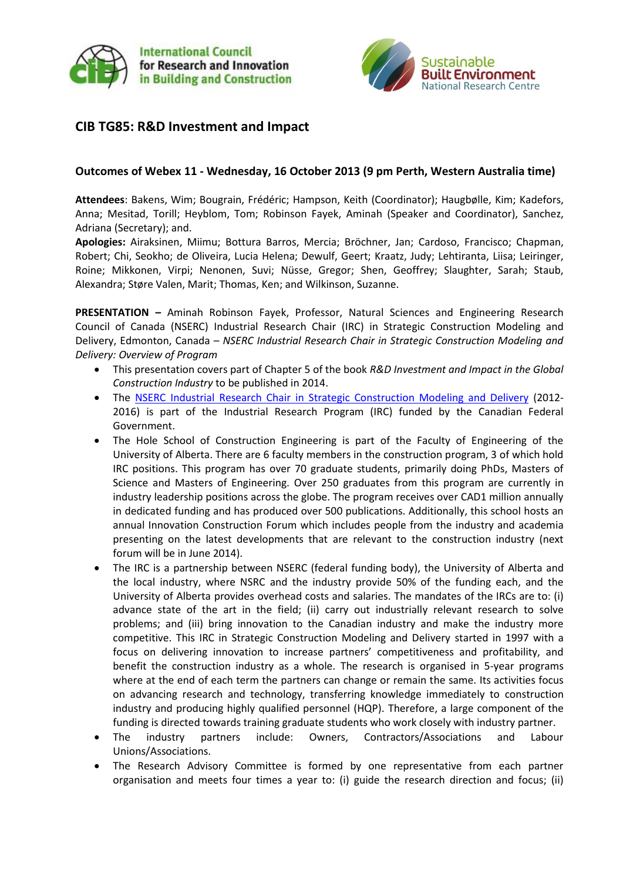International Council for Research and Innovation in Building and Construction

Sustainable Built Environment National Research Centre

# CIB TG85: R&D Investment and Impact

## Outcomes of Webex 11 - Wednesday, 16 October 2013 (9 pm Perth, Western Australia time)

**Attendees**: Bakens, Wim; Bougrain, Frédéric; Hampson, Keith (Coordinator); Haugbølle, Kim; Kadefors, Anna; Mesitad, Torill; Heyblom, Tom; Robinson Fayek, Aminah (Speaker and Coordinator), Sanchez, Adriana (Secretary); and.

**Apologies:** Airaksinen, Miimu; Bottura Barros, Mercia; Bröchner, Jan; Cardoso, Francisco; Chapman, Robert; Chi, Seokho; de Oliveira, Lucia Helena; Dewulf, Geert; Kraatz, Judy; Lehtiranta, Liisa; Leiringer, Roine; Mikkonen, Virpi; Nenonen, Suvi; Nüsse, Gregor; Shen, Geoffrey; Slaughter, Sarah; Staub, Alexandra; Støre Valen, Marit; Thomas, Ken; and Wilkinson, Suzanne.

**PRESENTATION –** Aminah Robinson Fayek, Professor, Natural Sciences and Engineering Research Council of Canada (NSERC) Industrial Research Chair (IRC) in Strategic Construction Modeling and Delivery, Edmonton, Canada – *NSERC Industrial Research Chair in Strategic Construction Modeling and Delivery: Overview of Program*

- This presentation covers part of Chapter 5 of the book *R&D Investment and Impact in the Global Construction Industry* to be published in 2014.
- The NSERC Industrial Research Chair in Strategic Construction Modeling and Delivery (2012-2016) is part of the Industrial Research Program (IRC) funded by the Canadian Federal Government.
- The Hole School of Construction Engineering is part of the Faculty of Engineering of the University of Alberta. There are 6 faculty members in the construction program, 3 of which hold IRC positions. This program has over 70 graduate students, primarily doing PhDs, Masters of Science and Masters of Engineering. Over 250 graduates from this program are currently in industry leadership positions across the globe. The program receives over CAD1 million annually in dedicated funding and has produced over 500 publications. Additionally, this school hosts an annual Innovation Construction Forum which includes people from the industry and academia presenting on the latest developments that are relevant to the construction industry (next forum will be in June 2014).
- The IRC is a partnership between NSERC (federal funding body), the University of Alberta and the local industry, where NSRC and the industry provide 50% of the funding each, and the University of Alberta provides overhead costs and salaries. The mandates of the IRCs are to: (i) advance state of the art in the field; (ii) carry out industrially relevant research to solve problems; and (iii) bring innovation to the Canadian industry and make the industry more competitive. This IRC in Strategic Construction Modeling and Delivery started in 1997 with a focus on delivering innovation to increase partners' competitiveness and profitability, and benefit the construction industry as a whole. The research is organised in 5-year programs where at the end of each term the partners can change or remain the same. Its activities focus on advancing research and technology, transferring knowledge immediately to construction industry and producing highly qualified personnel (HQP). Therefore, a large component of the funding is directed towards training graduate students who work closely with industry partner.
- The industry partners include: Owners, Contractors/Associations and Labour Unions/Associations.
- The Research Advisory Committee is formed by one representative from each partner organisation and meets four times a year to: (i) guide the research direction and focus; (ii)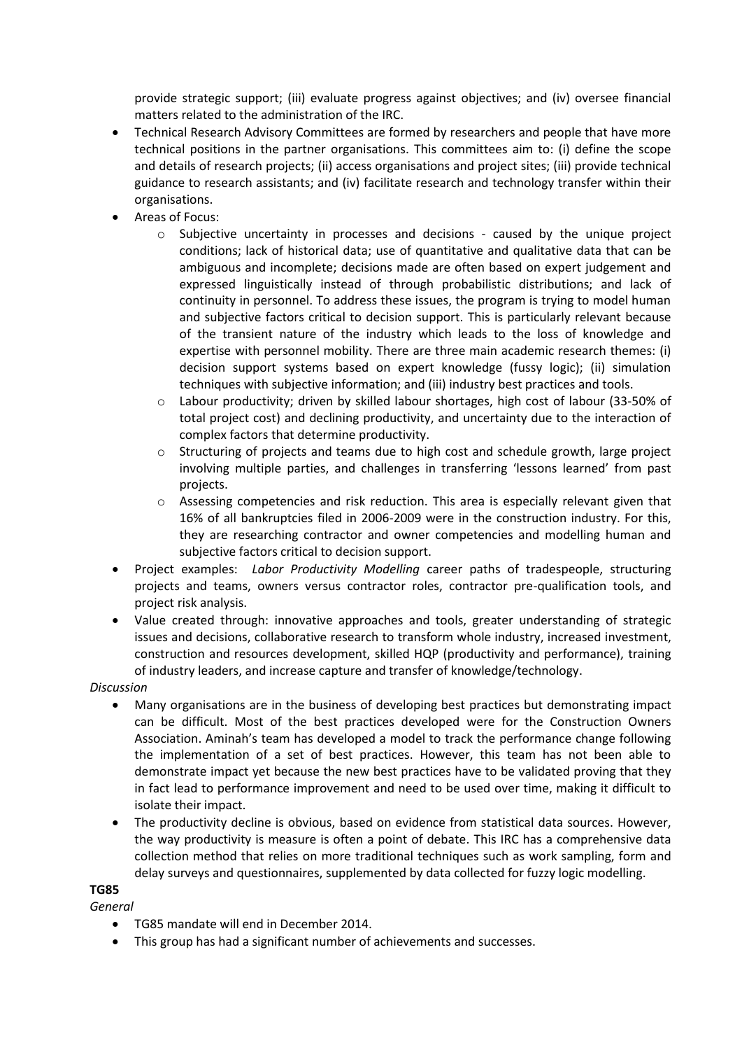provide strategic support; (iii) evaluate progress against objectives; and (iv) oversee financial matters related to the administration of the IRC.

- Technical Research Advisory Committees are formed by researchers and people that have more technical positions in the partner organisations. This committees aim to: (i) define the scope and details of research projects; (ii) access organisations and project sites; (iii) provide technical guidance to research assistants; and (iv) facilitate research and technology transfer within their organisations.
- Areas of Focus:
  - Subjective uncertainty in processes and decisions - caused by the unique project conditions; lack of historical data; use of quantitative and qualitative data that can be ambiguous and incomplete; decisions made are often based on expert judgement and expressed linguistically instead of through probabilistic distributions; and lack of continuity in personnel. To address these issues, the program is trying to model human and subjective factors critical to decision support. This is particularly relevant because of the transient nature of the industry which leads to the loss of knowledge and expertise with personnel mobility. There are three main academic research themes: (i) decision support systems based on expert knowledge (fussy logic); (ii) simulation techniques with subjective information; and (iii) industry best practices and tools.
  - Labour productivity; driven by skilled labour shortages, high cost of labour (33-50% of total project cost) and declining productivity, and uncertainty due to the interaction of complex factors that determine productivity.
  - Structuring of projects and teams due to high cost and schedule growth, large project involving multiple parties, and challenges in transferring 'lessons learned' from past projects.
  - Assessing competencies and risk reduction. This area is especially relevant given that 16% of all bankruptcies filed in 2006-2009 were in the construction industry. For this, they are researching contractor and owner competencies and modelling human and subjective factors critical to decision support.
- Project examples: *Labor Productivity Modelling* career paths of tradespeople, structuring projects and teams, owners versus contractor roles, contractor pre-qualification tools, and project risk analysis.
- Value created through: innovative approaches and tools, greater understanding of strategic issues and decisions, collaborative research to transform whole industry, increased investment, construction and resources development, skilled HQP (productivity and performance), training of industry leaders, and increase capture and transfer of knowledge/technology.

*Discussion*

- Many organisations are in the business of developing best practices but demonstrating impact can be difficult. Most of the best practices developed were for the Construction Owners Association. Aminah's team has developed a model to track the performance change following the implementation of a set of best practices. However, this team has not been able to demonstrate impact yet because the new best practices have to be validated proving that they in fact lead to performance improvement and need to be used over time, making it difficult to isolate their impact.
- The productivity decline is obvious, based on evidence from statistical data sources. However, the way productivity is measure is often a point of debate. This IRC has a comprehensive data collection method that relies on more traditional techniques such as work sampling, form and delay surveys and questionnaires, supplemented by data collected for fuzzy logic modelling.

**TG85**

*General*

- TG85 mandate will end in December 2014.
- This group has had a significant number of achievements and successes.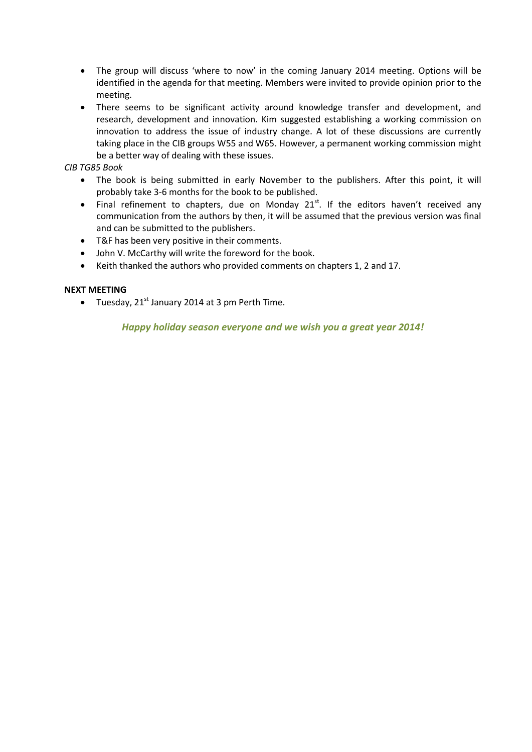- The group will discuss 'where to now' in the coming January 2014 meeting. Options will be identified in the agenda for that meeting. Members were invited to provide opinion prior to the meeting.
- There seems to be significant activity around knowledge transfer and development, and research, development and innovation. Kim suggested establishing a working commission on innovation to address the issue of industry change. A lot of these discussions are currently taking place in the CIB groups W55 and W65. However, a permanent working commission might be a better way of dealing with these issues.

*CIB TG85 Book*

- The book is being submitted in early November to the publishers. After this point, it will probably take 3-6 months for the book to be published.
- Final refinement to chapters, due on Monday 21st. If the editors haven't received any communication from the authors by then, it will be assumed that the previous version was final and can be submitted to the publishers.
- T&F has been very positive in their comments.
- John V. McCarthy will write the foreword for the book.
- Keith thanked the authors who provided comments on chapters 1, 2 and 17.

**NEXT MEETING**

- Tuesday, 21st January 2014 at 3 pm Perth Time.

***Happy holiday season everyone and we wish you a great year 2014!***